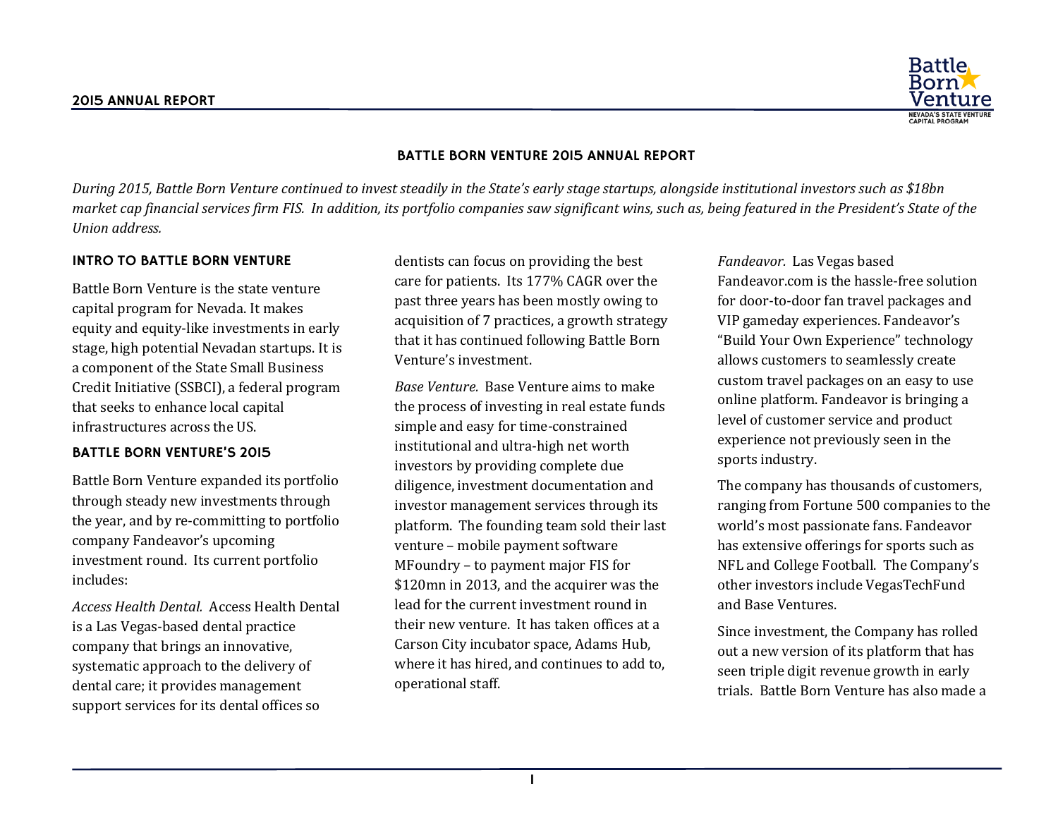# BATTLE BORN VENTURE 2015 ANNUAL REPORT

*During 2015, Battle Born Venture continued to invest steadily in the State's early stage startups, alongside institutional investors such as $18bn market cap financial services firm FIS. In addition, its portfolio companies saw significant wins, such as, being featured in the President's State of the Union address.*

## INTRO TO BATTLE BORN VENTURE

Battle Born Venture is the state venture capital program for Nevada. It makes equity and equity-like investments in early stage, high potential Nevadan startups. It is a component of the State Small Business Credit Initiative (SSBCI), a federal program that seeks to enhance local capital infrastructures across the US.

## BATTLE BORN VENTURE'S 2015

Battle Born Venture expanded its portfolio through steady new investments through the year, and by re-committing to portfolio company Fandeavor's upcoming investment round. Its current portfolio includes:

*Access Health Dental.* Access Health Dental is a Las Vegas-based dental practice company that brings an innovative, systematic approach to the delivery of dental care; it provides management support services for its dental offices so dentists can focus on providing the best care for patients. Its 177% CAGR over the past three years has been mostly owing to acquisition of 7 practices, a growth strategy that it has continued following Battle Born Venture's investment.

*Base Venture.* Base Venture aims to make the process of investing in real estate funds simple and easy for time-constrained institutional and ultra-high net worth investors by providing complete due diligence, investment documentation and investor management services through its platform. The founding team sold their last venture – mobile payment software MFoundry – to payment major FIS for $120mn in 2013, and the acquirer was the lead for the current investment round in their new venture. It has taken offices at a Carson City incubator space, Adams Hub, where it has hired, and continues to add to, operational staff.

*Fandeavor.* Las Vegas based Fandeavor.com is the hassle-free solution for door-to-door fan travel packages and VIP gameday experiences. Fandeavor's "Build Your Own Experience" technology allows customers to seamlessly create custom travel packages on an easy to use online platform. Fandeavor is bringing a level of customer service and product experience not previously seen in the sports industry.

The company has thousands of customers, ranging from Fortune 500 companies to the world's most passionate fans. Fandeavor has extensive offerings for sports such as NFL and College Football. The Company's other investors include VegasTechFund and Base Ventures.

Since investment, the Company has rolled out a new version of its platform that has seen triple digit revenue growth in early trials. Battle Born Venture has also made a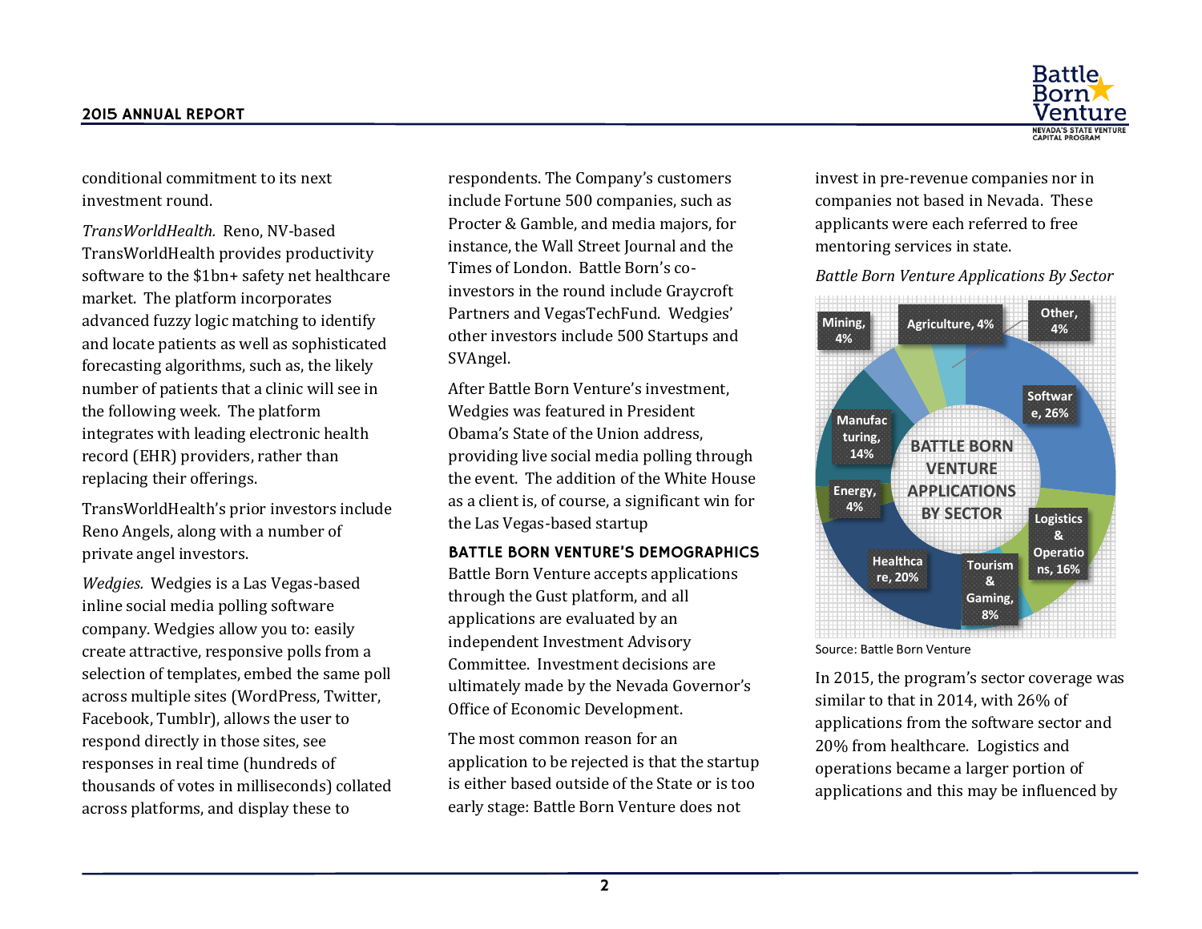conditional commitment to its next investment round.

*TransWorldHealth.* Reno, NV-based TransWorldHealth provides productivity software to the $1bn+ safety net healthcare market. The platform incorporates advanced fuzzy logic matching to identify and locate patients as well as sophisticated forecasting algorithms, such as, the likely number of patients that a clinic will see in the following week. The platform integrates with leading electronic health record (EHR) providers, rather than replacing their offerings.

TransWorldHealth's prior investors include Reno Angels, along with a number of private angel investors.

*Wedgies.* Wedgies is a Las Vegas-based inline social media polling software company. Wedgies allow you to: easily create attractive, responsive polls from a selection of templates, embed the same poll across multiple sites (WordPress, Twitter, Facebook, Tumblr), allows the user to respond directly in those sites, see responses in real time (hundreds of thousands of votes in milliseconds) collated across platforms, and display these to respondents. The Company's customers include Fortune 500 companies, such as Procter & Gamble, and media majors, for instance, the Wall Street Journal and the Times of London. Battle Born's co-investors in the round include Graycroft Partners and VegasTechFund. Wedgies' other investors include 500 Startups and SVAngel.

After Battle Born Venture's investment, Wedgies was featured in President Obama's State of the Union address, providing live social media polling through the event. The addition of the White House as a client is, of course, a significant win for the Las Vegas-based startup

## BATTLE BORN VENTURE'S DEMOGRAPHICS

Battle Born Venture accepts applications through the Gust platform, and all applications are evaluated by an independent Investment Advisory Committee. Investment decisions are ultimately made by the Nevada Governor's Office of Economic Development.

The most common reason for an application to be rejected is that the startup is either based outside of the State or is too early stage: Battle Born Venture does not invest in pre-revenue companies nor in companies not based in Nevada. These applicants were each referred to free mentoring services in state.

*Battle Born Venture Applications By Sector*

| Sector | Share |
| --- | --- |
| Software | 26% |
| Logistics & Operations | 16% |
| Tourism & Gaming | 8% |
| Healthcare | 20% |
| Energy | 4% |
| Manufacturing | 14% |
| Mining | 4% |
| Agriculture | 4% |
| Other | 4% |

Source: Battle Born Venture

In 2015, the program's sector coverage was similar to that in 2014, with 26% of applications from the software sector and 20% from healthcare. Logistics and operations became a larger portion of applications and this may be influenced by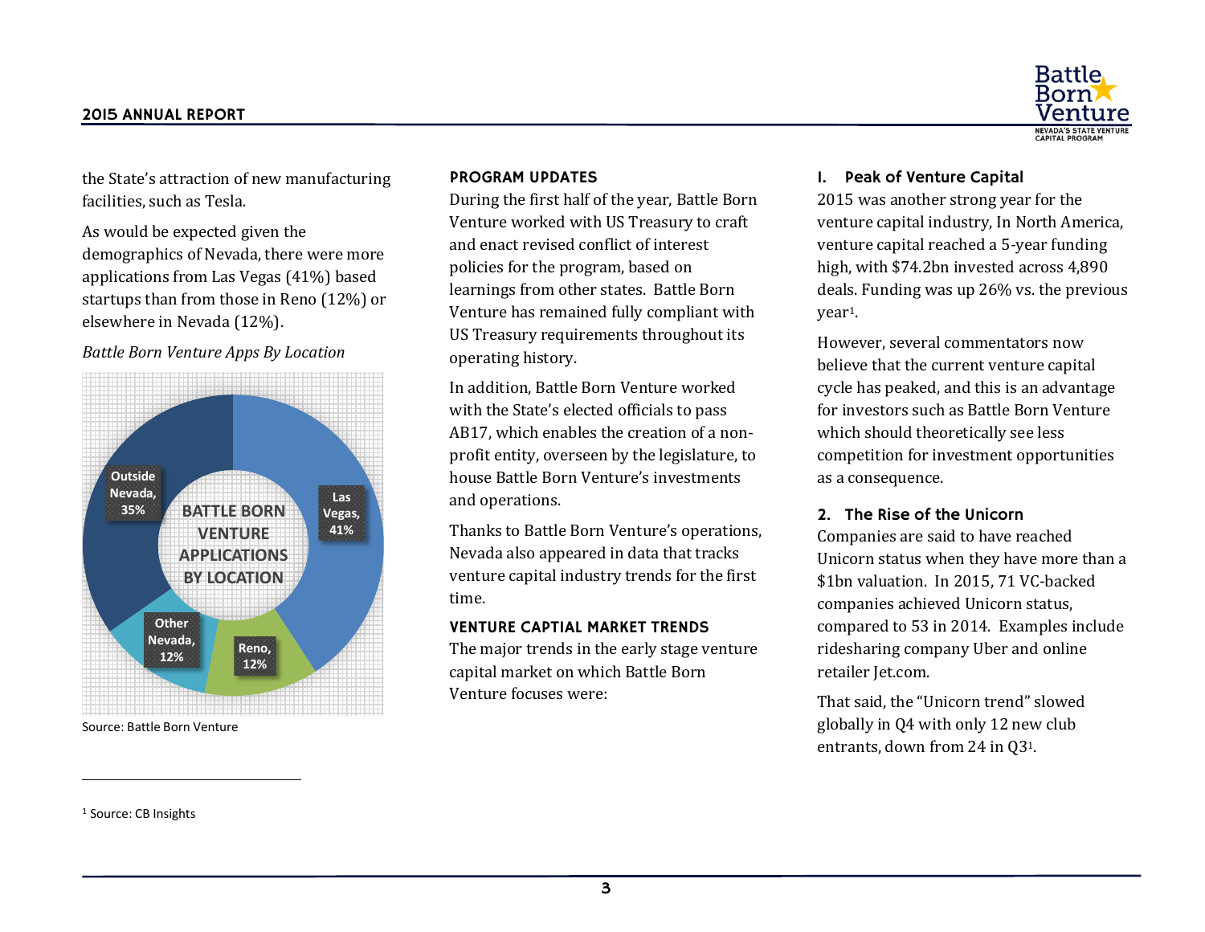the State's attraction of new manufacturing facilities, such as Tesla.

As would be expected given the demographics of Nevada, there were more applications from Las Vegas (41%) based startups than from those in Reno (12%) or elsewhere in Nevada (12%).

*Battle Born Venture Apps By Location*

BATTLE BORN VENTURE APPLICATIONS BY LOCATION

| Location | Share |
|---|---|
| Las Vegas | 41% |
| Reno | 12% |
| Other Nevada | 12% |
| Outside Nevada | 35% |

Source: Battle Born Venture

## PROGRAM UPDATES

During the first half of the year, Battle Born Venture worked with US Treasury to craft and enact revised conflict of interest policies for the program, based on learnings from other states. Battle Born Venture has remained fully compliant with US Treasury requirements throughout its operating history.

In addition, Battle Born Venture worked with the State's elected officials to pass AB17, which enables the creation of a non-profit entity, overseen by the legislature, to house Battle Born Venture's investments and operations.

Thanks to Battle Born Venture's operations, Nevada also appeared in data that tracks venture capital industry trends for the first time.

## VENTURE CAPTIAL MARKET TRENDS

The major trends in the early stage venture capital market on which Battle Born Venture focuses were:

### I. Peak of Venture Capital

2015 was another strong year for the venture capital industry, In North America, venture capital reached a 5-year funding high, with $74.2bn invested across 4,890 deals. Funding was up 26% vs. the previous year[1].

However, several commentators now believe that the current venture capital cycle has peaked, and this is an advantage for investors such as Battle Born Venture which should theoretically see less competition for investment opportunities as a consequence.

### 2. The Rise of the Unicorn

Companies are said to have reached Unicorn status when they have more than a $1bn valuation. In 2015, 71 VC-backed companies achieved Unicorn status, compared to 53 in 2014. Examples include ridesharing company Uber and online retailer Jet.com.

That said, the "Unicorn trend" slowed globally in Q4 with only 12 new club entrants, down from 24 in Q3[1].

---

[1] Source: CB Insights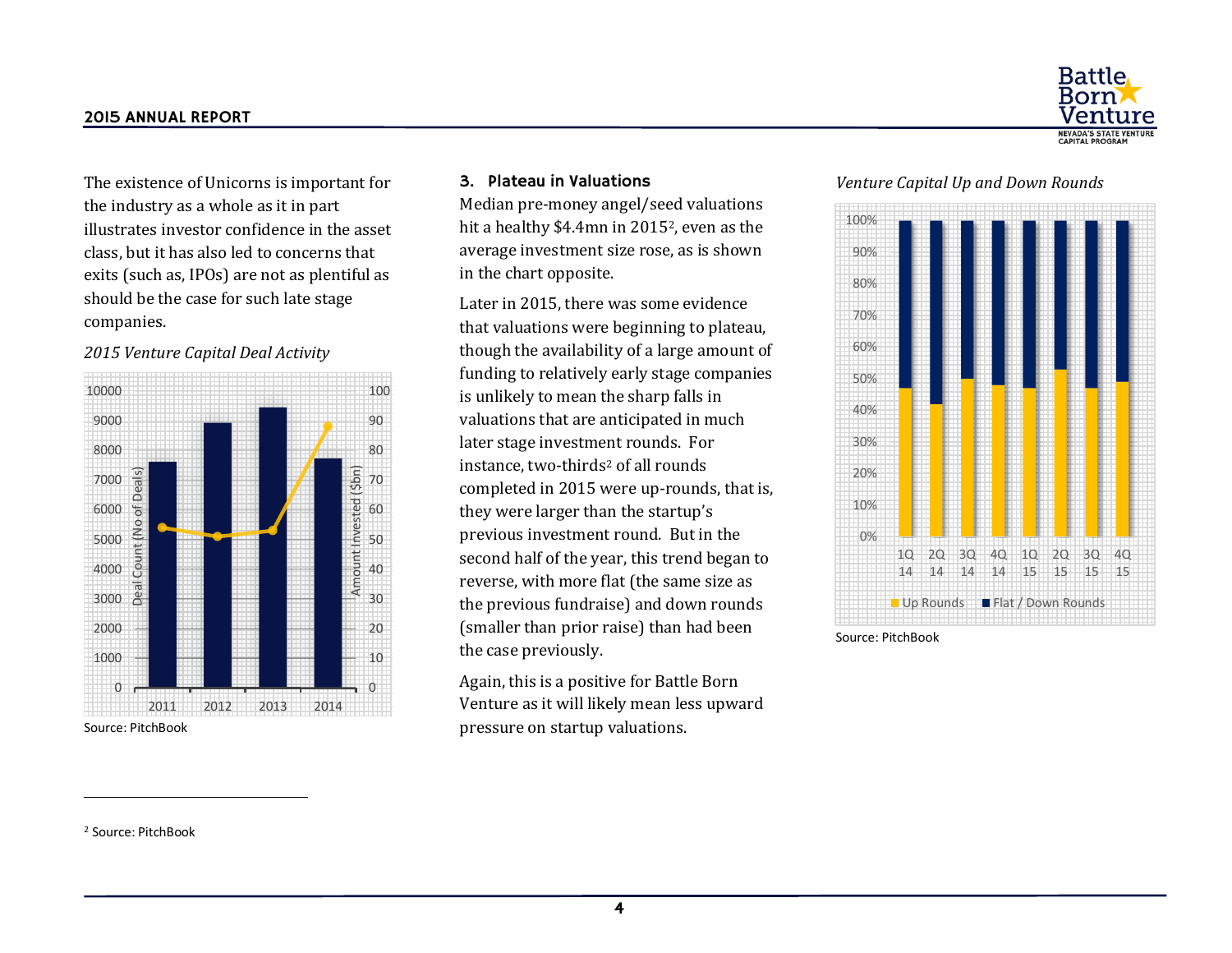The existence of Unicorns is important for the industry as a whole as it in part illustrates investor confidence in the asset class, but it has also led to concerns that exits (such as, IPOs) are not as plentiful as should be the case for such late stage companies.

*2015 Venture Capital Deal Activity*

10000
9000
8000
7000
6000
5000
4000
3000
2000
1000
0

Deal Count (No of Deals)

100
90
80
70
60
50
40
30
20
10
0

Amount Invested ($bn)

2011
2012
2013
2014

Source: PitchBook

### 3. Plateau in Valuations

Median pre-money angel/seed valuations hit a healthy $4.4mn in 2015[2], even as the average investment size rose, as is shown in the chart opposite.

Later in 2015, there was some evidence that valuations were beginning to plateau, though the availability of a large amount of funding to relatively early stage companies is unlikely to mean the sharp falls in valuations that are anticipated in much later stage investment rounds. For instance, two-thirds[2] of all rounds completed in 2015 were up-rounds, that is, they were larger than the startup's previous investment round. But in the second half of the year, this trend began to reverse, with more flat (the same size as the previous fundraise) and down rounds (smaller than prior raise) than had been the case previously.

Again, this is a positive for Battle Born Venture as it will likely mean less upward pressure on startup valuations.

*Venture Capital Up and Down Rounds*

100%
90%
80%
70%
60%
50%
40%
30%
20%
10%
0%

1Q 14
2Q 14
3Q 14
4Q 14
1Q 15
2Q 15
3Q 15
4Q 15

Up Rounds
Flat / Down Rounds

Source: PitchBook

[2] Source: PitchBook